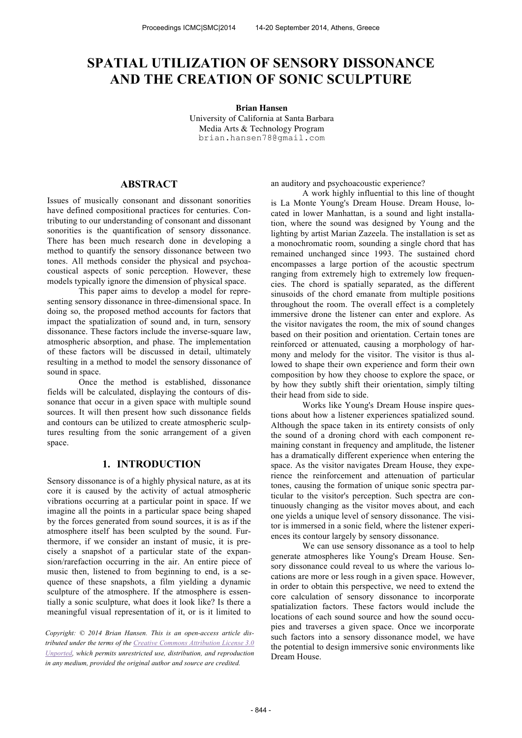# SPATIAL UTILIZATION OF SENSORY DISSONANCE AND THE CREATION OF SONIC SCULPTURE

**Brian Hansen**
University of California at Santa Barbara
Media Arts & Technology Program
brian.hansen78@gmail.com

## ABSTRACT

Issues of musically consonant and dissonant sonorities have defined compositional practices for centuries. Contributing to our understanding of consonant and dissonant sonorities is the quantification of sensory dissonance. There has been much research done in developing a method to quantify the sensory dissonance between two tones. All methods consider the physical and psychoacoustical aspects of sonic perception. However, these models typically ignore the dimension of physical space.

This paper aims to develop a model for representing sensory dissonance in three-dimensional space. In doing so, the proposed method accounts for factors that impact the spatialization of sound and, in turn, sensory dissonance. These factors include the inverse-square law, atmospheric absorption, and phase. The implementation of these factors will be discussed in detail, ultimately resulting in a method to model the sensory dissonance of sound in space.

Once the method is established, dissonance fields will be calculated, displaying the contours of dissonance that occur in a given space with multiple sound sources. It will then present how such dissonance fields and contours can be utilized to create atmospheric sculptures resulting from the sonic arrangement of a given space.

## 1. INTRODUCTION

Sensory dissonance is of a highly physical nature, as at its core it is caused by the activity of actual atmospheric vibrations occurring at a particular point in space. If we imagine all the points in a particular space being shaped by the forces generated from sound sources, it is as if the atmosphere itself has been sculpted by the sound. Furthermore, if we consider an instant of music, it is precisely a snapshot of a particular state of the expansion/rarefaction occurring in the air. An entire piece of music then, listened to from beginning to end, is a sequence of these snapshots, a film yielding a dynamic sculpture of the atmosphere. If the atmosphere is essentially a sonic sculpture, what does it look like? Is there a meaningful visual representation of it, or is it limited to an auditory and psychoacoustic experience?

A work highly influential to this line of thought is La Monte Young's Dream House. Dream House, located in lower Manhattan, is a sound and light installation, where the sound was designed by Young and the lighting by artist Marian Zazeela. The installation is set as a monochromatic room, sounding a single chord that has remained unchanged since 1993. The sustained chord encompasses a large portion of the acoustic spectrum ranging from extremely high to extremely low frequencies. The chord is spatially separated, as the different sinusoids of the chord emanate from multiple positions throughout the room. The overall effect is a completely immersive drone the listener can enter and explore. As the visitor navigates the room, the mix of sound changes based on their position and orientation. Certain tones are reinforced or attenuated, causing a morphology of harmony and melody for the visitor. The visitor is thus allowed to shape their own experience and form their own composition by how they choose to explore the space, or by how they subtly shift their orientation, simply tilting their head from side to side.

Works like Young's Dream House inspire questions about how a listener experiences spatialized sound. Although the space taken in its entirety consists of only the sound of a droning chord with each component remaining constant in frequency and amplitude, the listener has a dramatically different experience when entering the space. As the visitor navigates Dream House, they experience the reinforcement and attenuation of particular tones, causing the formation of unique sonic spectra particular to the visitor's perception. Such spectra are continuously changing as the visitor moves about, and each one yields a unique level of sensory dissonance. The visitor is immersed in a sonic field, where the listener experiences its contour largely by sensory dissonance.

We can use sensory dissonance as a tool to help generate atmospheres like Young's Dream House. Sensory dissonance could reveal to us where the various locations are more or less rough in a given space. However, in order to obtain this perspective, we need to extend the core calculation of sensory dissonance to incorporate spatialization factors. These factors would include the locations of each sound source and how the sound occupies and traverses a given space. Once we incorporate such factors into a sensory dissonance model, we have the potential to design immersive sonic environments like Dream House.

*Copyright: © 2014 Brian Hansen. This is an open-access article distributed under the terms of the Creative Commons Attribution License 3.0 Unported, which permits unrestricted use, distribution, and reproduction in any medium, provided the original author and source are credited.*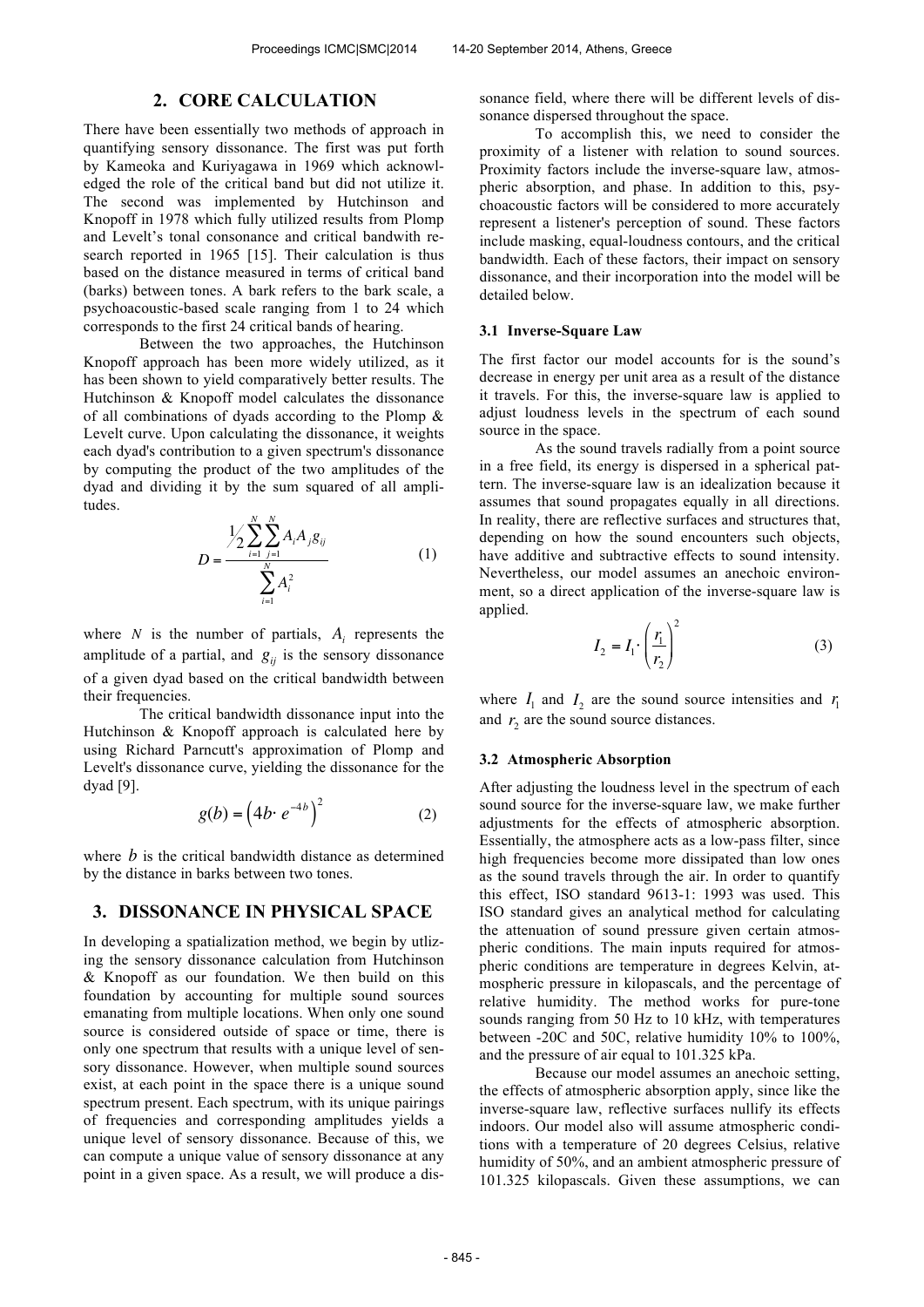## 2. CORE CALCULATION

There have been essentially two methods of approach in quantifying sensory dissonance. The first was put forth by Kameoka and Kuriyagawa in 1969 which acknowledged the role of the critical band but did not utilize it. The second was implemented by Hutchinson and Knopoff in 1978 which fully utilized results from Plomp and Levelt's tonal consonance and critical bandwith research reported in 1965 [15]. Their calculation is thus based on the distance measured in terms of critical band (barks) between tones. A bark refers to the bark scale, a psychoacoustic-based scale ranging from 1 to 24 which corresponds to the first 24 critical bands of hearing.

Between the two approaches, the Hutchinson Knopoff approach has been more widely utilized, as it has been shown to yield comparatively better results. The Hutchinson & Knopoff model calculates the dissonance of all combinations of dyads according to the Plomp & Levelt curve. Upon calculating the dissonance, it weights each dyad's contribution to a given spectrum's dissonance by computing the product of the two amplitudes of the dyad and dividing it by the sum squared of all amplitudes.

$$D = \frac{\frac{1}{2}\sum_{i=1}^{N}\sum_{j=1}^{N} A_i A_j g_{ij}}{\sum_{i=1}^{N} A_i^2} \tag{1}$$

where $N$ is the number of partials, $A_i$ represents the amplitude of a partial, and $g_{ij}$ is the sensory dissonance of a given dyad based on the critical bandwidth between their frequencies.

The critical bandwidth dissonance input into the Hutchinson & Knopoff approach is calculated here by using Richard Parncutt's approximation of Plomp and Levelt's dissonance curve, yielding the dissonance for the dyad [9].

$$g(b) = \left(4b \cdot e^{-4b}\right)^2 \tag{2}$$

where $b$ is the critical bandwidth distance as determined by the distance in barks between two tones.

## 3. DISSONANCE IN PHYSICAL SPACE

In developing a spatialization method, we begin by utlizing the sensory dissonance calculation from Hutchinson & Knopoff as our foundation. We then build on this foundation by accounting for multiple sound sources emanating from multiple locations. When only one sound source is considered outside of space or time, there is only one spectrum that results with a unique level of sensory dissonance. However, when multiple sound sources exist, at each point in the space there is a unique sound spectrum present. Each spectrum, with its unique pairings of frequencies and corresponding amplitudes yields a unique level of sensory dissonance. Because of this, we can compute a unique value of sensory dissonance at any point in a given space. As a result, we will produce a dissonance field, where there will be different levels of dissonance dispersed throughout the space.

To accomplish this, we need to consider the proximity of a listener with relation to sound sources. Proximity factors include the inverse-square law, atmospheric absorption, and phase. In addition to this, psychoacoustic factors will be considered to more accurately represent a listener's perception of sound. These factors include masking, equal-loudness contours, and the critical bandwidth. Each of these factors, their impact on sensory dissonance, and their incorporation into the model will be detailed below.

### 3.1 Inverse-Square Law

The first factor our model accounts for is the sound's decrease in energy per unit area as a result of the distance it travels. For this, the inverse-square law is applied to adjust loudness levels in the spectrum of each sound source in the space.

As the sound travels radially from a point source in a free field, its energy is dispersed in a spherical pattern. The inverse-square law is an idealization because it assumes that sound propagates equally in all directions. In reality, there are reflective surfaces and structures that, depending on how the sound encounters such objects, have additive and subtractive effects to sound intensity. Nevertheless, our model assumes an anechoic environment, so a direct application of the inverse-square law is applied.

$$I_2 = I_1 \cdot \left(\frac{r_1}{r_2}\right)^2 \tag{3}$$

where $I_1$ and $I_2$ are the sound source intensities and $r_1$ and $r_2$ are the sound source distances.

### 3.2 Atmospheric Absorption

After adjusting the loudness level in the spectrum of each sound source for the inverse-square law, we make further adjustments for the effects of atmospheric absorption. Essentially, the atmosphere acts as a low-pass filter, since high frequencies become more dissipated than low ones as the sound travels through the air. In order to quantify this effect, ISO standard 9613-1: 1993 was used. This ISO standard gives an analytical method for calculating the attenuation of sound pressure given certain atmospheric conditions. The main inputs required for atmospheric conditions are temperature in degrees Kelvin, atmospheric pressure in kilopascals, and the percentage of relative humidity. The method works for pure-tone sounds ranging from 50 Hz to 10 kHz, with temperatures between -20C and 50C, relative humidity 10% to 100%, and the pressure of air equal to 101.325 kPa.

Because our model assumes an anechoic setting, the effects of atmospheric absorption apply, since like the inverse-square law, reflective surfaces nullify its effects indoors. Our model also will assume atmospheric conditions with a temperature of 20 degrees Celsius, relative humidity of 50%, and an ambient atmospheric pressure of 101.325 kilopascals. Given these assumptions, we can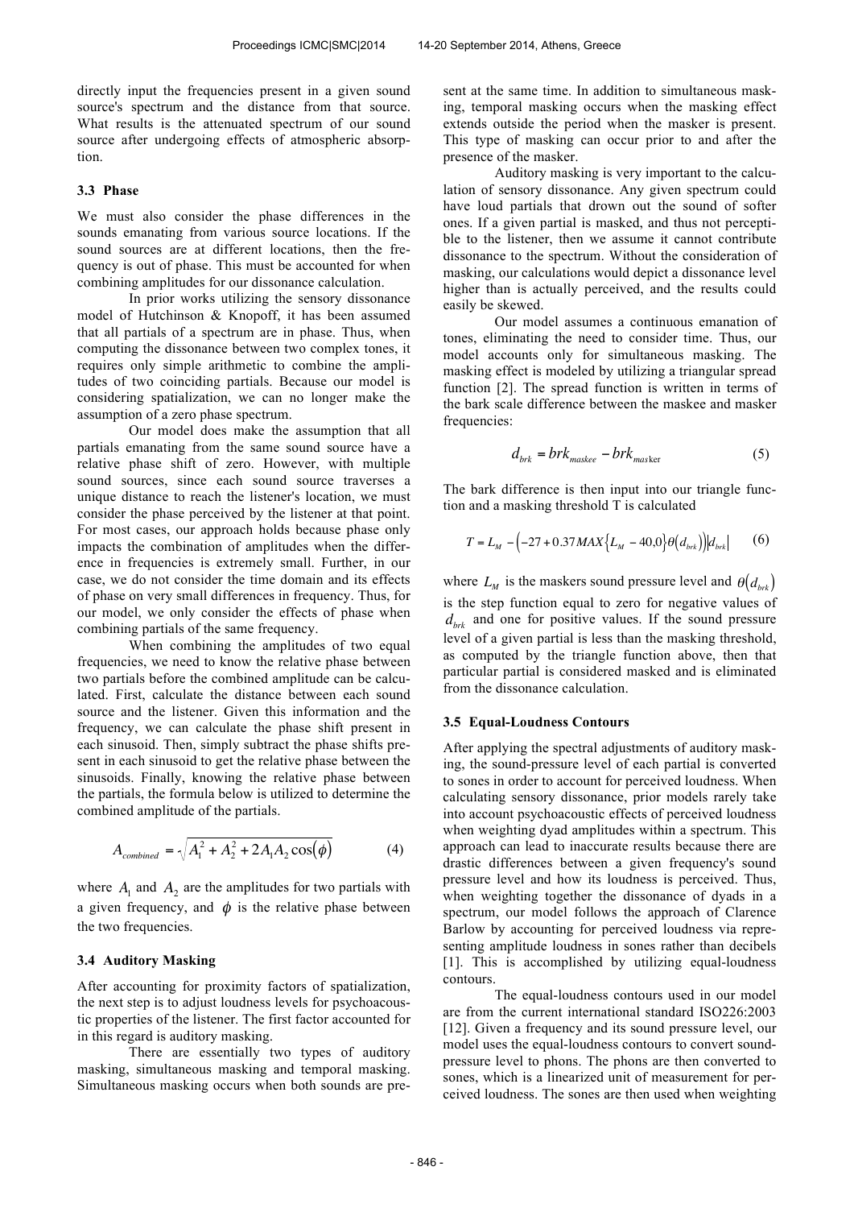directly input the frequencies present in a given sound source's spectrum and the distance from that source. What results is the attenuated spectrum of our sound source after undergoing effects of atmospheric absorption.

### 3.3 Phase

We must also consider the phase differences in the sounds emanating from various source locations. If the sound sources are at different locations, then the frequency is out of phase. This must be accounted for when combining amplitudes for our dissonance calculation.

In prior works utilizing the sensory dissonance model of Hutchinson & Knopoff, it has been assumed that all partials of a spectrum are in phase. Thus, when computing the dissonance between two complex tones, it requires only simple arithmetic to combine the amplitudes of two coinciding partials. Because our model is considering spatialization, we can no longer make the assumption of a zero phase spectrum.

Our model does make the assumption that all partials emanating from the same sound source have a relative phase shift of zero. However, with multiple sound sources, since each sound source traverses a unique distance to reach the listener's location, we must consider the phase perceived by the listener at that point. For most cases, our approach holds because phase only impacts the combination of amplitudes when the difference in frequencies is extremely small. Further, in our case, we do not consider the time domain and its effects of phase on very small differences in frequency. Thus, for our model, we only consider the effects of phase when combining partials of the same frequency.

When combining the amplitudes of two equal frequencies, we need to know the relative phase between two partials before the combined amplitude can be calculated. First, calculate the distance between each sound source and the listener. Given this information and the frequency, we can calculate the phase shift present in each sinusoid. Then, simply subtract the phase shifts present in each sinusoid to get the relative phase between the sinusoids. Finally, knowing the relative phase between the partials, the formula below is utilized to determine the combined amplitude of the partials.

$$A_{combined} = \sqrt{A_1^2 + A_2^2 + 2A_1A_2\cos(\phi)} \tag{4}$$

where $A_1$ and $A_2$ are the amplitudes for two partials with a given frequency, and $\phi$ is the relative phase between the two frequencies.

### 3.4 Auditory Masking

After accounting for proximity factors of spatialization, the next step is to adjust loudness levels for psychoacoustic properties of the listener. The first factor accounted for in this regard is auditory masking.

There are essentially two types of auditory masking, simultaneous masking and temporal masking. Simultaneous masking occurs when both sounds are present at the same time. In addition to simultaneous masking, temporal masking occurs when the masking effect extends outside the period when the masker is present. This type of masking can occur prior to and after the presence of the masker.

Auditory masking is very important to the calculation of sensory dissonance. Any given spectrum could have loud partials that drown out the sound of softer ones. If a given partial is masked, and thus not perceptible to the listener, then we assume it cannot contribute dissonance to the spectrum. Without the consideration of masking, our calculations would depict a dissonance level higher than is actually perceived, and the results could easily be skewed.

Our model assumes a continuous emanation of tones, eliminating the need to consider time. Thus, our model accounts only for simultaneous masking. The masking effect is modeled by utilizing a triangular spread function [2]. The spread function is written in terms of the bark scale difference between the maskee and masker frequencies:

$$d_{brk} = brk_{maskee} - brk_{masker} \tag{5}$$

The bark difference is then input into our triangle function and a masking threshold T is calculated

$$T = L_M - \left(-27 + 0.37MAX\{L_M - 40, 0\}\theta(d_{brk})\right)|d_{brk}| \tag{6}$$

where $L_M$ is the maskers sound pressure level and $\theta(d_{brk})$ is the step function equal to zero for negative values of $d_{brk}$ and one for positive values. If the sound pressure level of a given partial is less than the masking threshold, as computed by the triangle function above, then that particular partial is considered masked and is eliminated from the dissonance calculation.

### 3.5 Equal-Loudness Contours

After applying the spectral adjustments of auditory masking, the sound-pressure level of each partial is converted to sones in order to account for perceived loudness. When calculating sensory dissonance, prior models rarely take into account psychoacoustic effects of perceived loudness when weighting dyad amplitudes within a spectrum. This approach can lead to inaccurate results because there are drastic differences between a given frequency's sound pressure level and how its loudness is perceived. Thus, when weighting together the dissonance of dyads in a spectrum, our model follows the approach of Clarence Barlow by accounting for perceived loudness via representing amplitude loudness in sones rather than decibels [1]. This is accomplished by utilizing equal-loudness contours.

The equal-loudness contours used in our model are from the current international standard ISO226:2003 [12]. Given a frequency and its sound pressure level, our model uses the equal-loudness contours to convert sound-pressure level to phons. The phons are then converted to sones, which is a linearized unit of measurement for perceived loudness. The sones are then used when weighting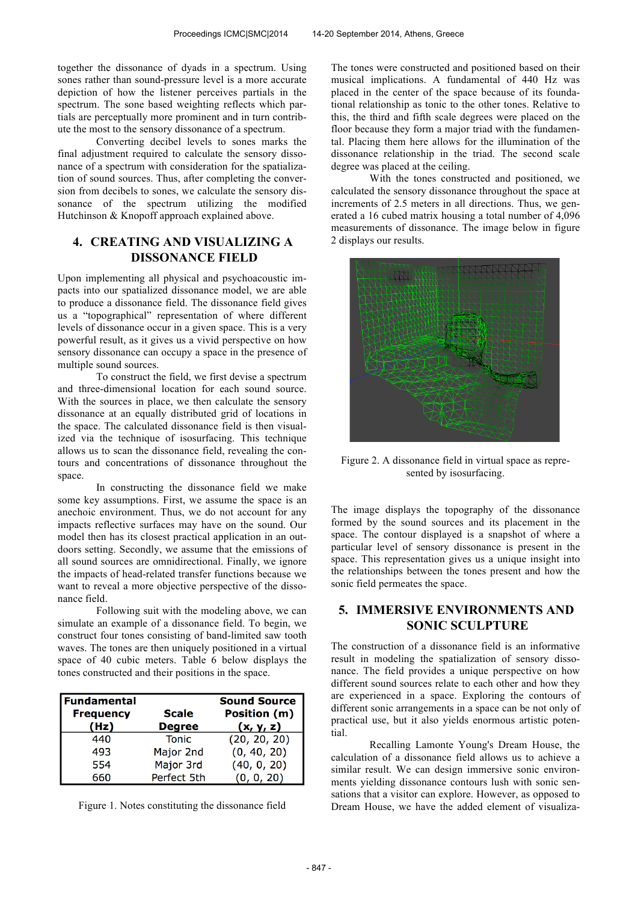together the dissonance of dyads in a spectrum. Using sones rather than sound-pressure level is a more accurate depiction of how the listener perceives partials in the spectrum. The sone based weighting reflects which partials are perceptually more prominent and in turn contribute the most to the sensory dissonance of a spectrum.

Converting decibel levels to sones marks the final adjustment required to calculate the sensory dissonance of a spectrum with consideration for the spatialization of sound sources. Thus, after completing the conversion from decibels to sones, we calculate the sensory dissonance of the spectrum utilizing the modified Hutchinson & Knopoff approach explained above.

## 4. CREATING AND VISUALIZING A DISSONANCE FIELD

Upon implementing all physical and psychoacoustic impacts into our spatialized dissonance model, we are able to produce a dissonance field. The dissonance field gives us a "topographical" representation of where different levels of dissonance occur in a given space. This is a very powerful result, as it gives us a vivid perspective on how sensory dissonance can occupy a space in the presence of multiple sound sources.

To construct the field, we first devise a spectrum and three-dimensional location for each sound source. With the sources in place, we then calculate the sensory dissonance at an equally distributed grid of locations in the space. The calculated dissonance field is then visualized via the technique of isosurfacing. This technique allows us to scan the dissonance field, revealing the contours and concentrations of dissonance throughout the space.

In constructing the dissonance field we make some key assumptions. First, we assume the space is an anechoic environment. Thus, we do not account for any impacts reflective surfaces may have on the sound. Our model then has its closest practical application in an outdoors setting. Secondly, we assume that the emissions of all sound sources are omnidirectional. Finally, we ignore the impacts of head-related transfer functions because we want to reveal a more objective perspective of the dissonance field.

Following suit with the modeling above, we can simulate an example of a dissonance field. To begin, we construct four tones consisting of band-limited saw tooth waves. The tones are then uniquely positioned in a virtual space of 40 cubic meters. Table 6 below displays the tones constructed and their positions in the space.

| Fundamental Frequency (Hz) | Scale Degree | Sound Source Position (m) (x, y, z) |
|---|---|---|
| 440 | Tonic | (20, 20, 20) |
| 493 | Major 2nd | (0, 40, 20) |
| 554 | Major 3rd | (40, 0, 20) |
| 660 | Perfect 5th | (0, 0, 20) |

Figure 1. Notes constituting the dissonance field

The tones were constructed and positioned based on their musical implications. A fundamental of 440 Hz was placed in the center of the space because of its foundational relationship as tonic to the other tones. Relative to this, the third and fifth scale degrees were placed on the floor because they form a major triad with the fundamental. Placing them here allows for the illumination of the dissonance relationship in the triad. The second scale degree was placed at the ceiling.

With the tones constructed and positioned, we calculated the sensory dissonance throughout the space at increments of 2.5 meters in all directions. Thus, we generated a 16 cubed matrix housing a total number of 4,096 measurements of dissonance. The image below in figure 2 displays our results.

Figure 2. A dissonance field in virtual space as represented by isosurfacing.

The image displays the topography of the dissonance formed by the sound sources and its placement in the space. The contour displayed is a snapshot of where a particular level of sensory dissonance is present in the space. This representation gives us a unique insight into the relationships between the tones present and how the sonic field permeates the space.

## 5. IMMERSIVE ENVIRONMENTS AND SONIC SCULPTURE

The construction of a dissonance field is an informative result in modeling the spatialization of sensory dissonance. The field provides a unique perspective on how different sound sources relate to each other and how they are experienced in a space. Exploring the contours of different sonic arrangements in a space can be not only of practical use, but it also yields enormous artistic potential.

Recalling Lamonte Young's Dream House, the calculation of a dissonance field allows us to achieve a similar result. We can design immersive sonic environments yielding dissonance contours lush with sonic sensations that a visitor can explore. However, as opposed to Dream House, we have the added element of visualiza-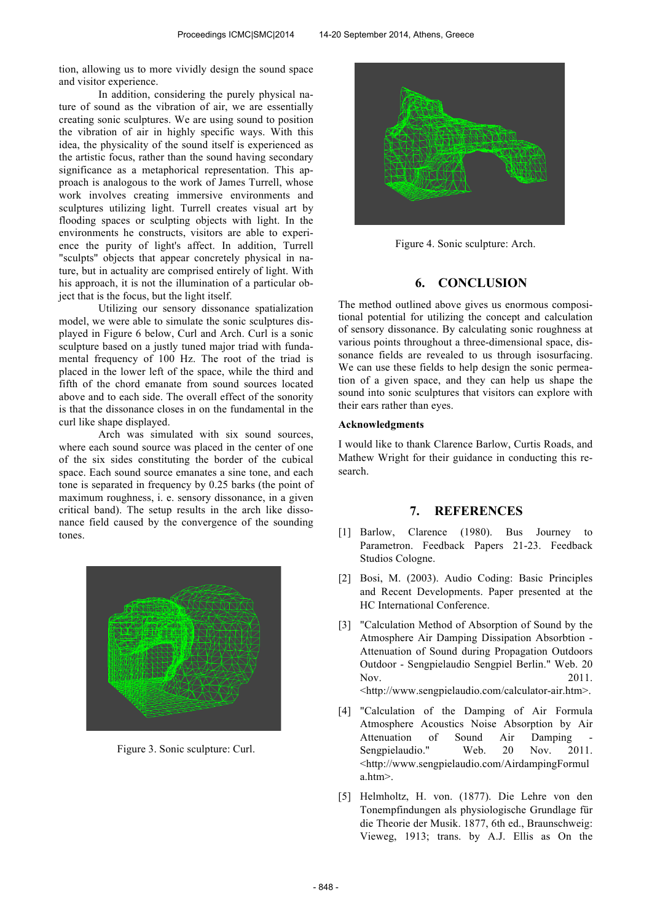tion, allowing us to more vividly design the sound space and visitor experience.

In addition, considering the purely physical nature of sound as the vibration of air, we are essentially creating sonic sculptures. We are using sound to position the vibration of air in highly specific ways. With this idea, the physicality of the sound itself is experienced as the artistic focus, rather than the sound having secondary significance as a metaphorical representation. This approach is analogous to the work of James Turrell, whose work involves creating immersive environments and sculptures utilizing light. Turrell creates visual art by flooding spaces or sculpting objects with light. In the environments he constructs, visitors are able to experience the purity of light's affect. In addition, Turrell "sculpts" objects that appear concretely physical in nature, but in actuality are comprised entirely of light. With his approach, it is not the illumination of a particular object that is the focus, but the light itself.

Utilizing our sensory dissonance spatialization model, we were able to simulate the sonic sculptures displayed in Figure 6 below, Curl and Arch. Curl is a sonic sculpture based on a justly tuned major triad with fundamental frequency of 100 Hz. The root of the triad is placed in the lower left of the space, while the third and fifth of the chord emanate from sound sources located above and to each side. The overall effect of the sonority is that the dissonance closes in on the fundamental in the curl like shape displayed.

Arch was simulated with six sound sources, where each sound source was placed in the center of one of the six sides constituting the border of the cubical space. Each sound source emanates a sine tone, and each tone is separated in frequency by 0.25 barks (the point of maximum roughness, i. e. sensory dissonance, in a given critical band). The setup results in the arch like dissonance field caused by the convergence of the sounding tones.

Figure 3. Sonic sculpture: Curl.

Figure 4. Sonic sculpture: Arch.

## 6. CONCLUSION

The method outlined above gives us enormous compositional potential for utilizing the concept and calculation of sensory dissonance. By calculating sonic roughness at various points throughout a three-dimensional space, dissonance fields are revealed to us through isosurfacing. We can use these fields to help design the sonic permeation of a given space, and they can help us shape the sound into sonic sculptures that visitors can explore with their ears rather than eyes.

### Acknowledgments

I would like to thank Clarence Barlow, Curtis Roads, and Mathew Wright for their guidance in conducting this research.

## 7. REFERENCES

[1] Barlow, Clarence (1980). Bus Journey to Parametron. Feedback Papers 21-23. Feedback Studios Cologne.

[2] Bosi, M. (2003). Audio Coding: Basic Principles and Recent Developments. Paper presented at the HC International Conference.

[3] "Calculation Method of Absorption of Sound by the Atmosphere Air Damping Dissipation Absorbtion - Attenuation of Sound during Propagation Outdoors Outdoor - Sengpielaudio Sengpiel Berlin." Web. 20 Nov. 2011. <http://www.sengpielaudio.com/calculator-air.htm>.

[4] "Calculation of the Damping of Air Formula Atmosphere Acoustics Noise Absorption by Air Attenuation of Sound Air Damping - Sengpielaudio." Web. 20 Nov. 2011. <http://www.sengpielaudio.com/AirdampingFormula.htm>.

[5] Helmholtz, H. von. (1877). Die Lehre von den Tonempfindungen als physiologische Grundlage für die Theorie der Musik. 1877, 6th ed., Braunschweig: Vieweg, 1913; trans. by A.J. Ellis as On the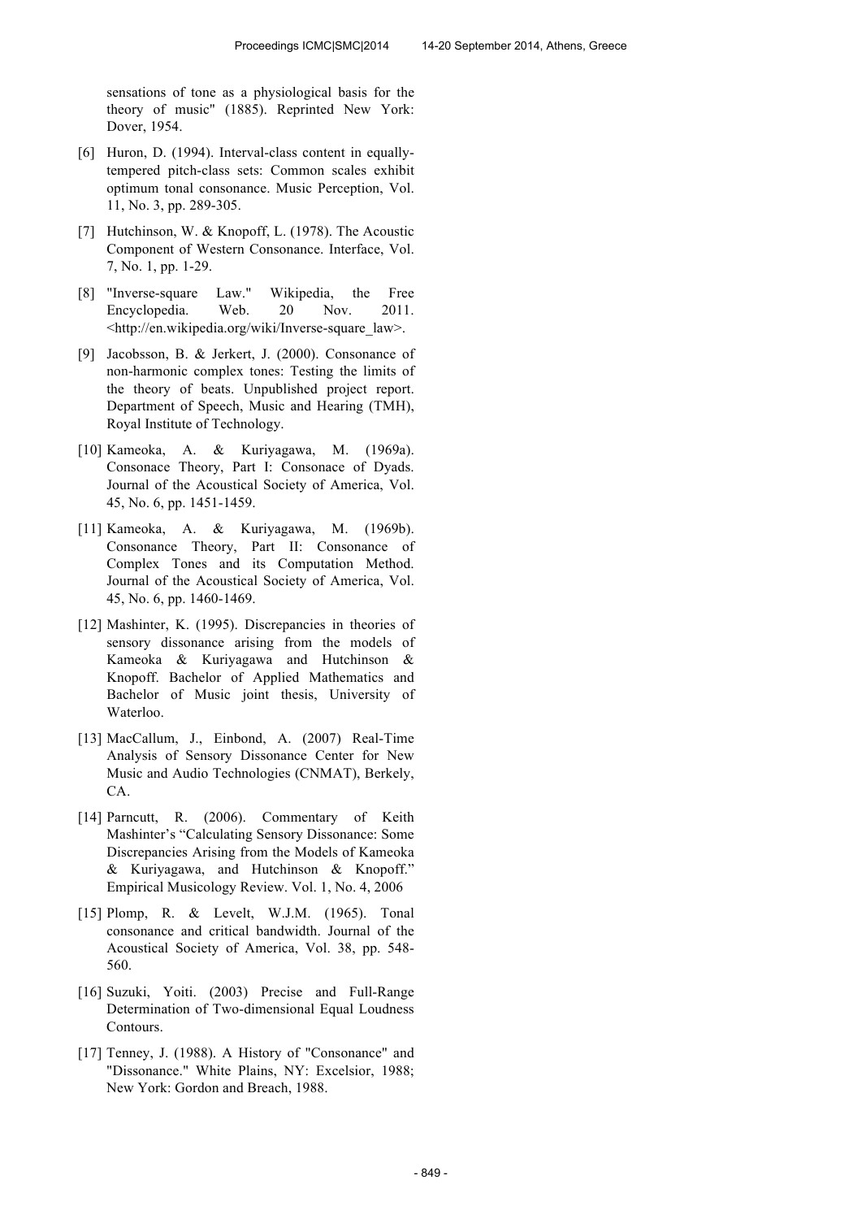sensations of tone as a physiological basis for the theory of music" (1885). Reprinted New York: Dover, 1954.

[6] Huron, D. (1994). Interval-class content in equally-tempered pitch-class sets: Common scales exhibit optimum tonal consonance. Music Perception, Vol. 11, No. 3, pp. 289-305.

[7] Hutchinson, W. & Knopoff, L. (1978). The Acoustic Component of Western Consonance. Interface, Vol. 7, No. 1, pp. 1-29.

[8] "Inverse-square Law." Wikipedia, the Free Encyclopedia. Web. 20 Nov. 2011. <http://en.wikipedia.org/wiki/Inverse-square_law>.

[9] Jacobsson, B. & Jerkert, J. (2000). Consonance of non-harmonic complex tones: Testing the limits of the theory of beats. Unpublished project report. Department of Speech, Music and Hearing (TMH), Royal Institute of Technology.

[10] Kameoka, A. & Kuriyagawa, M. (1969a). Consonace Theory, Part I: Consonace of Dyads. Journal of the Acoustical Society of America, Vol. 45, No. 6, pp. 1451-1459.

[11] Kameoka, A. & Kuriyagawa, M. (1969b). Consonance Theory, Part II: Consonance of Complex Tones and its Computation Method. Journal of the Acoustical Society of America, Vol. 45, No. 6, pp. 1460-1469.

[12] Mashinter, K. (1995). Discrepancies in theories of sensory dissonance arising from the models of Kameoka & Kuriyagawa and Hutchinson & Knopoff. Bachelor of Applied Mathematics and Bachelor of Music joint thesis, University of Waterloo.

[13] MacCallum, J., Einbond, A. (2007) Real-Time Analysis of Sensory Dissonance Center for New Music and Audio Technologies (CNMAT), Berkely, CA.

[14] Parncutt, R. (2006). Commentary of Keith Mashinter's "Calculating Sensory Dissonance: Some Discrepancies Arising from the Models of Kameoka & Kuriyagawa, and Hutchinson & Knopoff." Empirical Musicology Review. Vol. 1, No. 4, 2006

[15] Plomp, R. & Levelt, W.J.M. (1965). Tonal consonance and critical bandwidth. Journal of the Acoustical Society of America, Vol. 38, pp. 548-560.

[16] Suzuki, Yoiti. (2003) Precise and Full-Range Determination of Two-dimensional Equal Loudness Contours.

[17] Tenney, J. (1988). A History of "Consonance" and "Dissonance." White Plains, NY: Excelsior, 1988; New York: Gordon and Breach, 1988.